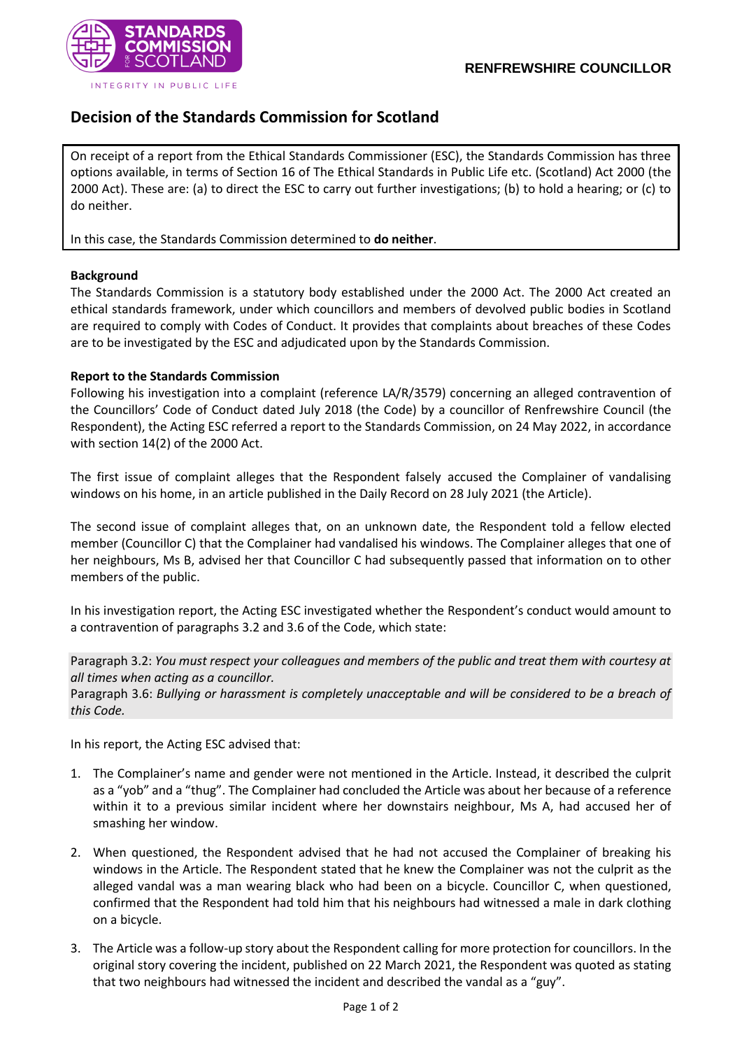**RENFREWSHIRE COUNCILLOR**

# Decision of the Standards Commission for Scotland

On receipt of a report from the Ethical Standards Commissioner (ESC), the Standards Commission has three options available, in terms of Section 16 of The Ethical Standards in Public Life etc. (Scotland) Act 2000 (the 2000 Act). These are: (a) to direct the ESC to carry out further investigations; (b) to hold a hearing; or (c) to do neither.

In this case, the Standards Commission determined to **do neither**.

**Background**

The Standards Commission is a statutory body established under the 2000 Act. The 2000 Act created an ethical standards framework, under which councillors and members of devolved public bodies in Scotland are required to comply with Codes of Conduct. It provides that complaints about breaches of these Codes are to be investigated by the ESC and adjudicated upon by the Standards Commission.

**Report to the Standards Commission**

Following his investigation into a complaint (reference LA/R/3579) concerning an alleged contravention of the Councillors' Code of Conduct dated July 2018 (the Code) by a councillor of Renfrewshire Council (the Respondent), the Acting ESC referred a report to the Standards Commission, on 24 May 2022, in accordance with section 14(2) of the 2000 Act.

The first issue of complaint alleges that the Respondent falsely accused the Complainer of vandalising windows on his home, in an article published in the Daily Record on 28 July 2021 (the Article).

The second issue of complaint alleges that, on an unknown date, the Respondent told a fellow elected member (Councillor C) that the Complainer had vandalised his windows. The Complainer alleges that one of her neighbours, Ms B, advised her that Councillor C had subsequently passed that information on to other members of the public.

In his investigation report, the Acting ESC investigated whether the Respondent's conduct would amount to a contravention of paragraphs 3.2 and 3.6 of the Code, which state:

Paragraph 3.2: *You must respect your colleagues and members of the public and treat them with courtesy at all times when acting as a councillor.*
Paragraph 3.6: *Bullying or harassment is completely unacceptable and will be considered to be a breach of this Code.*

In his report, the Acting ESC advised that:

1. The Complainer's name and gender were not mentioned in the Article. Instead, it described the culprit as a "yob" and a "thug". The Complainer had concluded the Article was about her because of a reference within it to a previous similar incident where her downstairs neighbour, Ms A, had accused her of smashing her window.

2. When questioned, the Respondent advised that he had not accused the Complainer of breaking his windows in the Article. The Respondent stated that he knew the Complainer was not the culprit as the alleged vandal was a man wearing black who had been on a bicycle. Councillor C, when questioned, confirmed that the Respondent had told him that his neighbours had witnessed a male in dark clothing on a bicycle.

3. The Article was a follow-up story about the Respondent calling for more protection for councillors. In the original story covering the incident, published on 22 March 2021, the Respondent was quoted as stating that two neighbours had witnessed the incident and described the vandal as a "guy".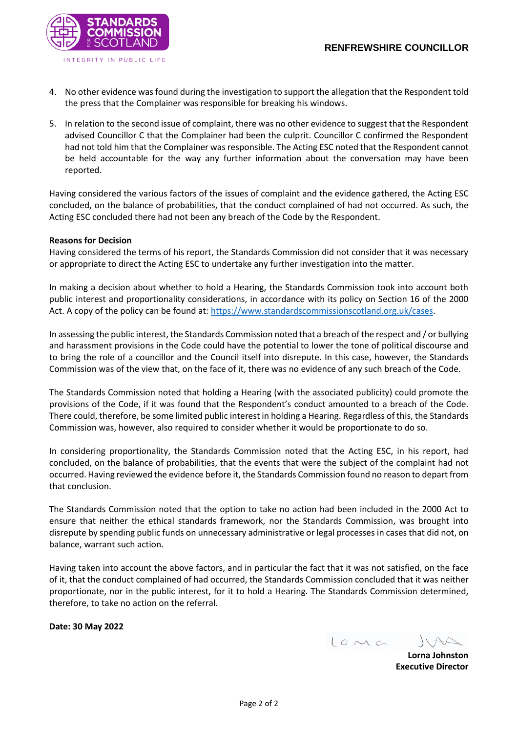4. No other evidence was found during the investigation to support the allegation that the Respondent told the press that the Complainer was responsible for breaking his windows.
5. In relation to the second issue of complaint, there was no other evidence to suggest that the Respondent advised Councillor C that the Complainer had been the culprit. Councillor C confirmed the Respondent had not told him that the Complainer was responsible. The Acting ESC noted that the Respondent cannot be held accountable for the way any further information about the conversation may have been reported.

Having considered the various factors of the issues of complaint and the evidence gathered, the Acting ESC concluded, on the balance of probabilities, that the conduct complained of had not occurred. As such, the Acting ESC concluded there had not been any breach of the Code by the Respondent.

**Reasons for Decision**

Having considered the terms of his report, the Standards Commission did not consider that it was necessary or appropriate to direct the Acting ESC to undertake any further investigation into the matter.

In making a decision about whether to hold a Hearing, the Standards Commission took into account both public interest and proportionality considerations, in accordance with its policy on Section 16 of the 2000 Act. A copy of the policy can be found at: https://www.standardscommissionscotland.org.uk/cases.

In assessing the public interest, the Standards Commission noted that a breach of the respect and / or bullying and harassment provisions in the Code could have the potential to lower the tone of political discourse and to bring the role of a councillor and the Council itself into disrepute. In this case, however, the Standards Commission was of the view that, on the face of it, there was no evidence of any such breach of the Code.

The Standards Commission noted that holding a Hearing (with the associated publicity) could promote the provisions of the Code, if it was found that the Respondent's conduct amounted to a breach of the Code. There could, therefore, be some limited public interest in holding a Hearing. Regardless of this, the Standards Commission was, however, also required to consider whether it would be proportionate to do so.

In considering proportionality, the Standards Commission noted that the Acting ESC, in his report, had concluded, on the balance of probabilities, that the events that were the subject of the complaint had not occurred. Having reviewed the evidence before it, the Standards Commission found no reason to depart from that conclusion.

The Standards Commission noted that the option to take no action had been included in the 2000 Act to ensure that neither the ethical standards framework, nor the Standards Commission, was brought into disrepute by spending public funds on unnecessary administrative or legal processes in cases that did not, on balance, warrant such action.

Having taken into account the above factors, and in particular the fact that it was not satisfied, on the face of it, that the conduct complained of had occurred, the Standards Commission concluded that it was neither proportionate, nor in the public interest, for it to hold a Hearing. The Standards Commission determined, therefore, to take no action on the referral.

**Date: 30 May 2022**

**Lorna Johnston**
**Executive Director**